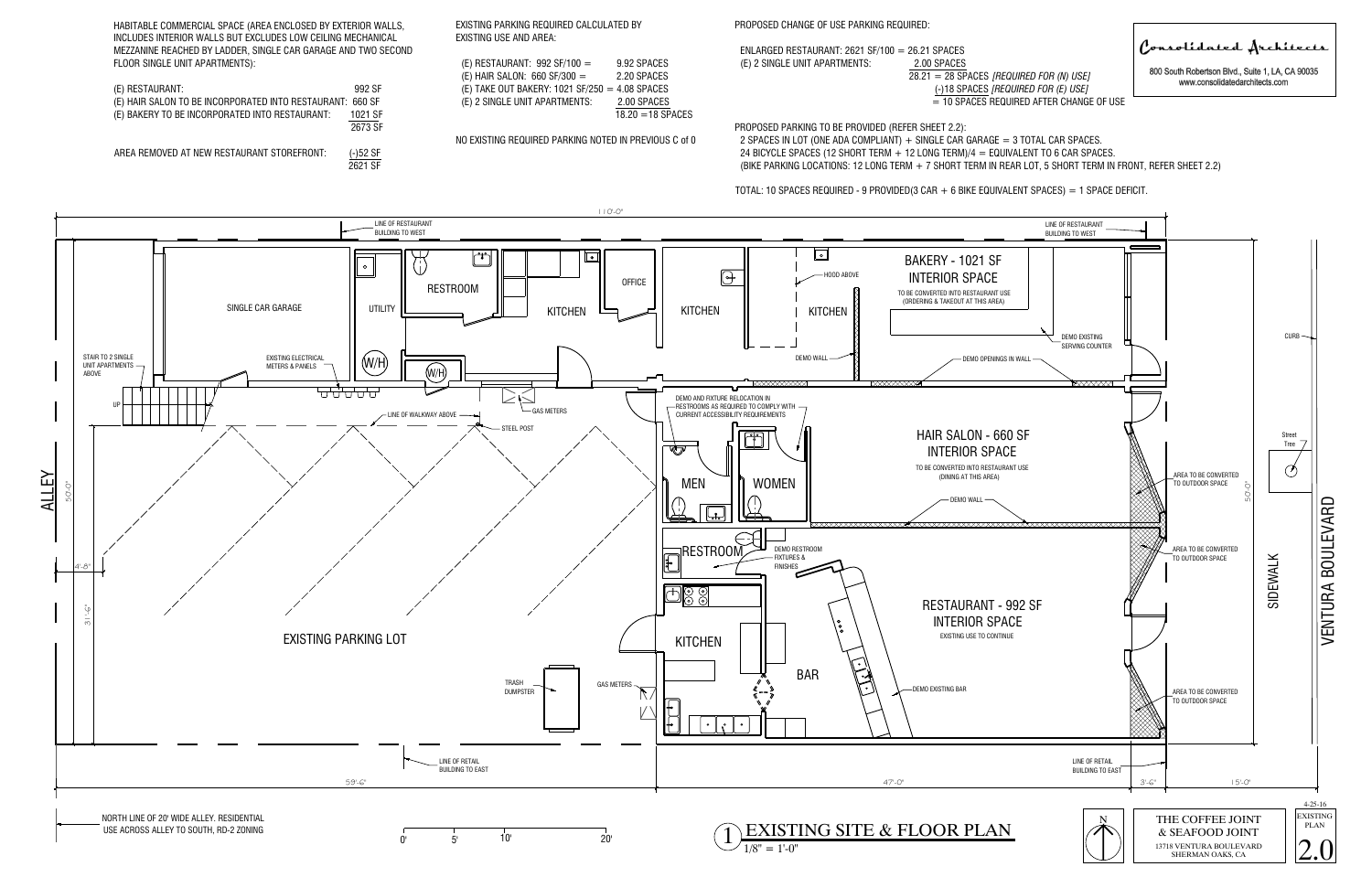HABITABLE COMMERCIAL SPACE (AREA ENCLOSED BY EXTERIOR WALLS, INCLUDES INTERIOR WALLS BUT EXCLUDES LOW CEILING MECHANICAL MEZZANINE REACHED BY LADDER, SINGLE CAR GARAGE AND TWO SECOND FLOOR SINGLE UNIT APARTMENTS):

| | |
|---|---|
| (E) RESTAURANT: | 992 SF |
| (E) HAIR SALON TO BE INCORPORATED INTO RESTAURANT: | 660 SF |
| (E) BAKERY TO BE INCORPORATED INTO RESTAURANT: | 1021 SF |
| | 2673 SF |
| AREA REMOVED AT NEW RESTAURANT STOREFRONT: | (-)52 SF |
| | 2621 SF |

EXISTING PARKING REQUIRED CALCULATED BY EXISTING USE AND AREA:

| | |
|---|---|
| (E) RESTAURANT: 992 SF/100 = | 9.92 SPACES |
| (E) HAIR SALON: 660 SF/300 = | 2.20 SPACES |
| (E) TAKE OUT BAKERY: 1021 SF/250 = | 4.08 SPACES |
| (E) 2 SINGLE UNIT APARTMENTS: | 2.00 SPACES |
| | 18.20 = 18 SPACES |

NO EXISTING REQUIRED PARKING NOTED IN PREVIOUS C of 0

PROPOSED CHANGE OF USE PARKING REQUIRED:

ENLARGED RESTAURANT: 2621 SF/100 = 26.21 SPACES
(E) 2 SINGLE UNIT APARTMENTS: 2.00 SPACES
28.21 = 28 SPACES *[REQUIRED FOR (N) USE]*
(-)18 SPACES *[REQUIRED FOR (E) USE]*
= 10 SPACES REQUIRED AFTER CHANGE OF USE

PROPOSED PARKING TO BE PROVIDED (REFER SHEET 2.2):
2 SPACES IN LOT (ONE ADA COMPLIANT) + SINGLE CAR GARAGE = 3 TOTAL CAR SPACES.
24 BICYCLE SPACES (12 SHORT TERM + 12 LONG TERM)/4 = EQUIVALENT TO 6 CAR SPACES.
(BIKE PARKING LOCATIONS: 12 LONG TERM + 7 SHORT TERM IN REAR LOT, 5 SHORT TERM IN FRONT, REFER SHEET 2.2)

TOTAL: 10 SPACES REQUIRED - 9 PROVIDED(3 CAR + 6 BIKE EQUIVALENT SPACES) = 1 SPACE DEFICIT.

Consolidated Architects
800 South Robertson Blvd., Suite 1, LA, CA 90035
www.consolidatedarchitects.com

110'-0"

LINE OF RESTAURANT BUILDING TO WEST

SINGLE CAR GARAGE — UTILITY — RESTROOM — KITCHEN — OFFICE — KITCHEN — KITCHEN — HOOD ABOVE

BAKERY - 1021 SF INTERIOR SPACE
TO BE CONVERTED INTO RESTAURANT USE (ORDERING & TAKEOUT AT THIS AREA)

DEMO EXISTING SERVING COUNTER — DEMO OPENINGS IN WALL — DEMO WALL

STAIR TO 2 SINGLE UNIT APARTMENTS ABOVE — UP — EXISTING ELECTRICAL METERS & PANELS — W/H — LINE OF WALKWAY ABOVE — GAS METERS — STEEL POST

DEMO AND FIXTURE RELOCATION IN RESTROOMS AS REQUIRED TO COMPLY WITH CURRENT ACCESSIBILITY REQUIREMENTS

MEN — WOMEN

HAIR SALON - 660 SF INTERIOR SPACE
TO BE CONVERTED INTO RESTAURANT USE (DINING AT THIS AREA)

DEMO WALL

ALLEY — 50'-0" — 4'-8" — 31'-6"

EXISTING PARKING LOT

RESTROOM — DEMO RESTROOM FIXTURES & FINISHES

RESTAURANT - 992 SF INTERIOR SPACE
EXISTING USE TO CONTINUE

KITCHEN — BAR — DEMO EXISTING BAR — TRASH DUMPSTER — GAS METERS

AREA TO BE CONVERTED TO OUTDOOR SPACE (×3)

CURB — Street Tree — SIDEWALK — VENTURA BOULEVARD — 50'-0"

LINE OF RETAIL BUILDING TO EAST

59'-6" — 47'-0" — 3'-6" — 15'-0"

NORTH LINE OF 20' WIDE ALLEY. RESIDENTIAL USE ACROSS ALLEY TO SOUTH, RD-2 ZONING

0' 5' 10' 20'

1 EXISTING SITE & FLOOR PLAN
1/8" = 1'-0"

N

THE COFFEE JOINT & SEAFOOD JOINT
13718 VENTURA BOULEVARD
SHERMAN OAKS, CA

4-25-16
EXISTING PLAN
2.0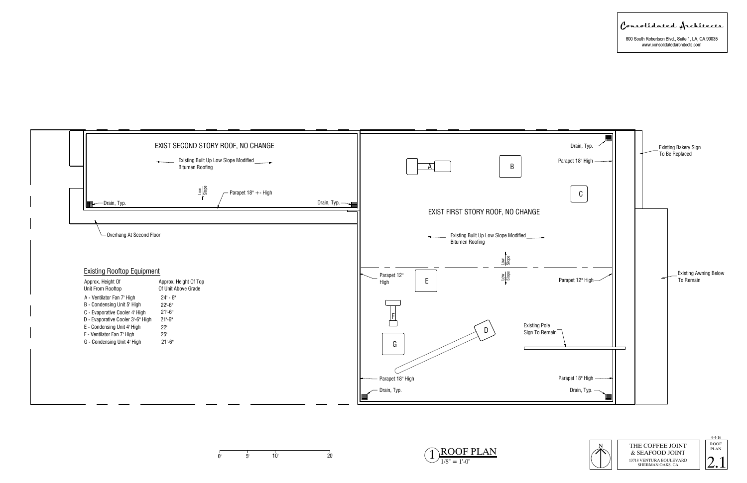Consolidated Architects

800 South Robertson Blvd., Suite 1, LA, CA 90035
www.consolidatedarchitects.com

EXIST SECOND STORY ROOF, NO CHANGE

Existing Built Up Low Slope Modified Bitumen Roofing

Low Slope

Parapet 18" +- High

Drain, Typ.

Drain, Typ.

Overhang At Second Floor

EXIST FIRST STORY ROOF, NO CHANGE

Existing Built Up Low Slope Modified Bitumen Roofing

Low Slope

Low Slope

Drain, Typ.

Parapet 18" High

Parapet 12" High

Parapet 12" High

Existing Pole Sign To Remain

Parapet 18" High

Parapet 18" High

Drain, Typ.

Drain, Typ.

Existing Bakery Sign To Be Replaced

Existing Awning Below To Remain

A B C D E F G

## Existing Rooftop Equipment

| Approx. Height Of Unit From Rooftop | Approx. Height Of Top Of Unit Above Grade |
|---|---|
| A - Ventilator Fan 7' High | 24' - 6" |
| B - Condensing Unit 5' High | 22'-6" |
| C - Evaporative Cooler 4' High | 21'-6" |
| D - Evaporative Cooler 3'-6" High | 21'-6" |
| E - Condensing Unit 4' High | 22' |
| F - Ventilator Fan 7' High | 25' |
| G - Condensing Unit 4' High | 21'-6" |

0' 5' 10' 20'

1 ROOF PLAN
1/8" = 1'-0"

N

THE COFFEE JOINT
& SEAFOOD JOINT
13718 VENTURA BOULEVARD
SHERMAN OAKS, CA

4-4-16
ROOF PLAN
2.1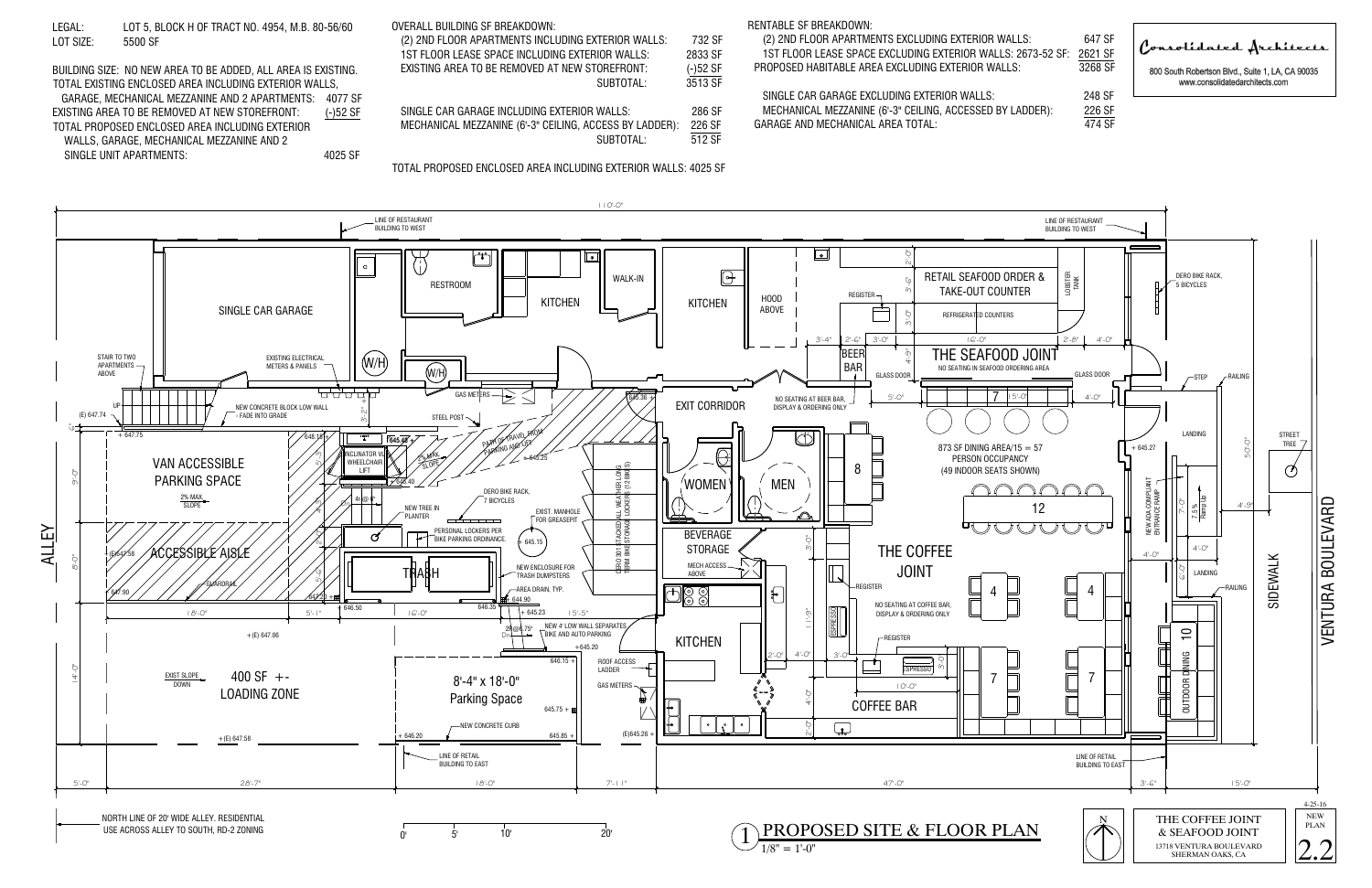LEGAL: LOT 5, BLOCK H OF TRACT NO. 4954, M.B. 80-56/60
LOT SIZE: 5500 SF

BUILDING SIZE: NO NEW AREA TO BE ADDED, ALL AREA IS EXISTING.

| | |
|---|---|
| TOTAL EXISTING ENCLOSED AREA INCLUDING EXTERIOR WALLS, GARAGE, MECHANICAL MEZZANINE AND 2 APARTMENTS: | 4077 SF |
| EXISTING AREA TO BE REMOVED AT NEW STOREFRONT: | (-)52 SF |
| TOTAL PROPOSED ENCLOSED AREA INCLUDING EXTERIOR WALLS, GARAGE, MECHANICAL MEZZANINE AND 2 SINGLE UNIT APARTMENTS: | 4025 SF |

OVERALL BUILDING SF BREAKDOWN:

| | |
|---|---|
| (2) 2ND FLOOR APARTMENTS INCLUDING EXTERIOR WALLS: | 732 SF |
| 1ST FLOOR LEASE SPACE INCLUDING EXTERIOR WALLS: | 2833 SF |
| EXISTING AREA TO BE REMOVED AT NEW STOREFRONT: | (-)52 SF |
| SUBTOTAL: | 3513 SF |
| SINGLE CAR GARAGE INCLUDING EXTERIOR WALLS: | 286 SF |
| MECHANICAL MEZZANINE (6'-3" CEILING, ACCESS BY LADDER): | 226 SF |
| SUBTOTAL: | 512 SF |

TOTAL PROPOSED ENCLOSED AREA INCLUDING EXTERIOR WALLS: 4025 SF

RENTABLE SF BREAKDOWN:

| | |
|---|---|
| (2) 2ND FLOOR APARTMENTS EXCLUDING EXTERIOR WALLS: | 647 SF |
| 1ST FLOOR LEASE SPACE EXCLUDING EXTERIOR WALLS: 2673-52 SF: | 2621 SF |
| PROPOSED HABITABLE AREA EXCLUDING EXTERIOR WALLS: | 3268 SF |
| SINGLE CAR GARAGE EXCLUDING EXTERIOR WALLS: | 248 SF |
| MECHANICAL MEZZANINE (6'-3" CEILING, ACCESSED BY LADDER): | 226 SF |
| GARAGE AND MECHANICAL AREA TOTAL: | 474 SF |

Consolidated Architects
800 South Robertson Blvd., Suite 1, LA, CA 90035
www.consolidatedarchitects.com

SINGLE CAR GARAGE · RESTROOM · KITCHEN · WALK-IN · HOOD ABOVE · RETAIL SEAFOOD ORDER & TAKE-OUT COUNTER · LOBSTER TANK · REFRIGERATED COUNTERS · REGISTER · BEER BAR · THE SEAFOOD JOINT · NO SEATING IN SEAFOOD ORDERING AREA · GLASS DOOR · DERO BIKE RACK, 5 BICYCLES · STEP · RAILING · STAIR TO TWO APARTMENTS ABOVE · EXISTING ELECTRICAL METERS & PANELS · W/H · GAS METERS · STEEL POST · NEW CONCRETE BLOCK LOW WALL - FADE INTO GRADE · EXIT CORRIDOR · NO SEATING AT BEER BAR, DISPLAY & ORDERING ONLY · 873 SF DINING AREA/15 = 57 PERSON OCCUPANCY (49 INDOOR SEATS SHOWN) · LANDING · STREET TREE · VAN ACCESSIBLE PARKING SPACE · 2% MAX. SLOPE · INCLINATOR VL WHEELCHAIR LIFT · PATH OF TRAVEL FROM PARKING AND LIFT · DERO BIKE RACK, 7 BICYCLES · NEW TREE IN PLANTER · PERSONAL LOCKERS PER BIKE PARKING ORDINANCE · EXIST. MANHOLE FOR GREASEPIT · DERO 301 STACKED ALL WEATHER LONG TERM BIKE STORAGE LOCKERS (12 BIKES) · WOMEN · MEN · NEW ADA COMPLIANT ENTRANCE RAMP · 7.5% RAMP UP · ACCESSIBLE AISLE · GUARDRAIL · TRASH · NEW ENCLOSURE FOR TRASH DUMPSTERS · AREA DRAIN, TYP. · BEVERAGE STORAGE · MECH ACCESS ABOVE · THE COFFEE JOINT · REGISTER · NO SEATING AT COFFEE BAR, DISPLAY & ORDERING ONLY · ESPRESSO · COFFEE BAR · OUTDOOR DINING · SIDEWALK · VENTURA BOULEVARD · ALLEY · NEW 4' LOW WALL SEPARATES BIKE AND AUTO PARKING · ROOF ACCESS LADDER · GAS METERS · KITCHEN · 400 SF +- LOADING ZONE · EXIST SLOPE DOWN · 8'-4" x 18'-0" Parking Space · NEW CONCRETE CURB · LINE OF RESTAURANT BUILDING TO WEST · LINE OF RETAIL BUILDING TO EAST

NORTH LINE OF 20' WIDE ALLEY. RESIDENTIAL USE ACROSS ALLEY TO SOUTH, RD-2 ZONING

1 PROPOSED SITE & FLOOR PLAN
1/8" = 1'-0"

THE COFFEE JOINT & SEAFOOD JOINT
13718 VENTURA BOULEVARD
SHERMAN OAKS, CA

4-25-16
NEW PLAN
2.2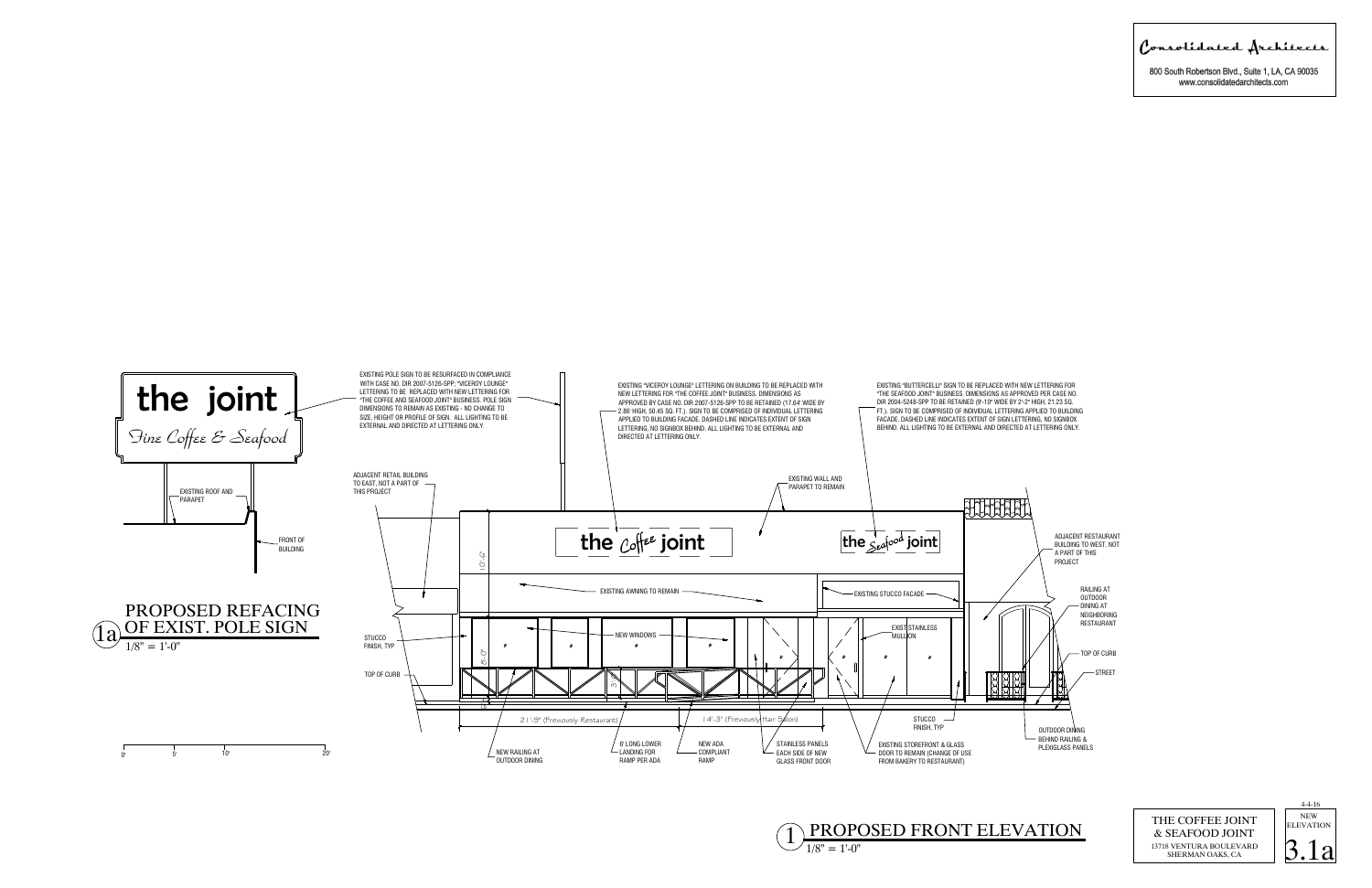**Consolidated Architects**

800 South Robertson Blvd., Suite 1, LA, CA 90035
www.consolidatedarchitects.com

the joint
Fine Coffee & Seafood

EXISTING ROOF AND PARAPET

FRONT OF BUILDING

## 1a PROPOSED REFACING OF EXIST. POLE SIGN

1/8" = 1'-0"

0' 5' 10' 20'

EXISTING POLE SIGN TO BE RESURFACED IN COMPLIANCE WITH CASE NO. DIR 2007-5126-SPP; "VICEROY LOUNGE" LETTERING TO BE REPLACED WITH NEW LETTERING FOR "THE COFFEE AND SEAFOOD JOINT" BUSINESS. POLE SIGN DIMENSIONS TO REMAIN AS EXISTING - NO CHANGE TO SIZE, HEIGHT OR PROFILE OF SIGN. ALL LIGHTING TO BE EXTERNAL AND DIRECTED AT LETTERING ONLY.

EXISTING "VICEROY LOUNGE" LETTERING ON BUILDING TO BE REPLACED WITH NEW LETTERING FOR "THE COFFEE JOINT" BUSINESS. DIMENSIONS AS APPROVED PER CASE NO. DIR 2007-5126-SPP TO BE RETAINED (17.64' WIDE BY 2.86' HIGH, 50.45 SQ. FT.). SIGN TO BE COMPRISED OF INDIVIDUAL LETTERING APPLIED TO BUILDING FACADE. DASHED LINE INDICATES EXTENT OF SIGN LETTERING, NO SIGNBOX BEHIND. ALL LIGHTING TO BE EXTERNAL AND DIRECTED AT LETTERING ONLY.

EXISTING "BUTTERCELLI" SIGN TO BE REPLACED WITH NEW LETTERING FOR "THE SEAFOOD JOINT" BUSINESS. DIMENSIONS AS APPROVED PER CASE NO. DIR 2004-5248-SPP TO BE RETAINED (9'-10" WIDE BY 2'-2" HIGH, 21.23 SQ. FT.). SIGN TO BE COMPRISED OF INDIVIDUAL LETTERING APPLIED TO BUILDING FACADE. DASHED LINE INDICATES EXTENT OF SIGN LETTERING, NO SIGNBOX BEHIND. ALL LIGHTING TO BE EXTERNAL AND DIRECTED AT LETTERING ONLY.

ADJACENT RETAIL BUILDING TO EAST, NOT A PART OF THIS PROJECT

EXISTING WALL AND PARAPET TO REMAIN

the Coffee joint

the Seafood joint

ADJACENT RESTAURANT BUILDING TO WEST, NOT A PART OF THIS PROJECT

10'-6"

EXISTING AWNING TO REMAIN

EXISTING STUCCO FACADE

RAILING AT OUTDOOR DINING AT NEIGHBORING RESTAURANT

STUCCO FINISH, TYP

NEW WINDOWS

EXIST. STAINLESS MULLION

8'-0"

TOP OF CURB

TOP OF CURB

STREET

21'-9" (Previously Restaurant)

14'-3" (Previously Hair Salon)

STUCCO FINISH, TYP

OUTDOOR DINING BEHIND RAILING & PLEXIGLASS PANELS

NEW RAILING AT OUTDOOR DINING

8' LONG LOWER LANDING FOR RAMP PER ADA

NEW ADA COMPLIANT RAMP

STAINLESS PANELS EACH SIDE OF NEW GLASS FRONT DOOR

EXISTING STOREFRONT & GLASS DOOR TO REMAIN (CHANGE OF USE FROM BAKERY TO RESTAURANT)

## 1 PROPOSED FRONT ELEVATION

1/8" = 1'-0"

THE COFFEE JOINT & SEAFOOD JOINT
13718 VENTURA BOULEVARD
SHERMAN OAKS, CA

4-4-16
NEW ELEVATION
3.1a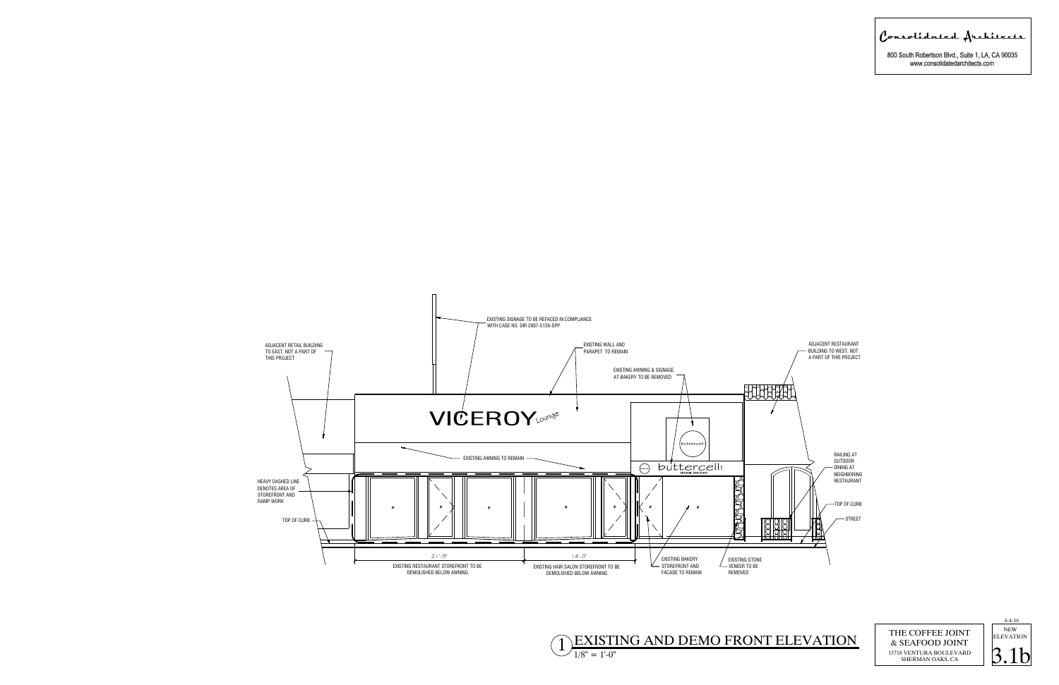Consolidated Architects

800 South Robertson Blvd., Suite 1, LA, CA 90035
www.consolidatedarchitects.com

EXISTING SIGNAGE TO BE REFACED IN COMPLIANCE WITH CASE NO. DIR 2007-5126-SPP

EXISTING WALL AND PARAPET TO REMAIN

EXISTING AWNING & SIGNAGE AT BAKERY TO BE REMOVED

ADJACENT RETAIL BUILDING TO EAST, NOT A PART OF THIS PROJECT

ADJACENT RESTAURANT BUILDING TO WEST, NOT A PART OF THIS PROJECT

VICEROY Lounge

buttercelli

EXISTING AWNING TO REMAIN

RAILING AT OUTDOOR DINING AT NEIGHBORING RESTAURANT

HEAVY DASHED LINE DENOTES AREA OF STOREFRONT AND RAMP WORK

TOP OF CURB

TOP OF CURB

STREET

21'-9"

14'-3"

EXISTING RESTAURANT STOREFRONT TO BE DEMOLISHED BELOW AWNING

EXISTING HAIR SALON STOREFRONT TO BE DEMOLISHED BELOW AWNING

EXISTING BAKERY STOREFRONT AND FACADE TO REMAIN

EXISTING STONE VENEER TO BE REMOVED

## 1 EXISTING AND DEMO FRONT ELEVATION

1/8" = 1'-0"

THE COFFEE JOINT & SEAFOOD JOINT
13718 VENTURA BOULEVARD
SHERMAN OAKS, CA

4-4-16
NEW ELEVATION
3.1b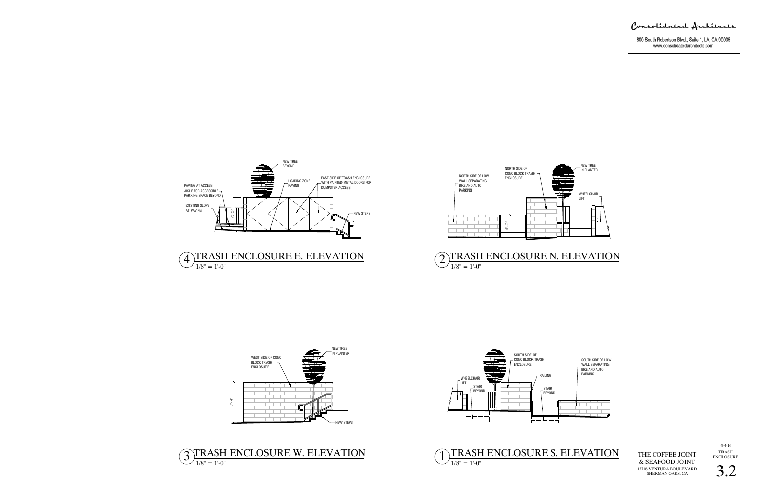Consolidated Architects

800 South Robertson Blvd., Suite 1, LA, CA 90035
www.consolidatedarchitects.com

NEW TREE BEYOND

PAVING AT ACCESS AISLE FOR ACCESSIBLE PARKING SPACE BEYOND

EXISTING SLOPE AT PAVING

LOADING ZONE PAVING

EAST SIDE OF TRASH ENCLOSURE WITH PAINTED METAL DOORS FOR DUMPSTER ACCESS

NEW STEPS

## 4 TRASH ENCLOSURE E. ELEVATION

1/8" = 1'-0"

NORTH SIDE OF LOW WALL SEPARATING BIKE AND AUTO PARKING

NORTH SIDE OF CONC BLOCK TRASH ENCLOSURE

NEW TREE IN PLANTER

WHEELCHAIR LIFT

4'-0"

## 2 TRASH ENCLOSURE N. ELEVATION

1/8" = 1'-0"

WEST SIDE OF CONC BLOCK TRASH ENCLOSURE

NEW TREE IN PLANTER

7'-4"

NEW STEPS

## 3 TRASH ENCLOSURE W. ELEVATION

1/8" = 1'-0"

WHEELCHAIR LIFT

STAIR BEYOND

SOUTH SIDE OF CONC BLOCK TRASH ENCLOSURE

RAILING

STAIR BEYOND

SOUTH SIDE OF LOW WALL SEPARATING BIKE AND AUTO PARKING

## 1 TRASH ENCLOSURE S. ELEVATION

1/8" = 1'-0"

THE COFFEE JOINT & SEAFOOD JOINT
13718 VENTURA BOULEVARD
SHERMAN OAKS, CA

4-4-16
TRASH ENCLOSURE
3.2